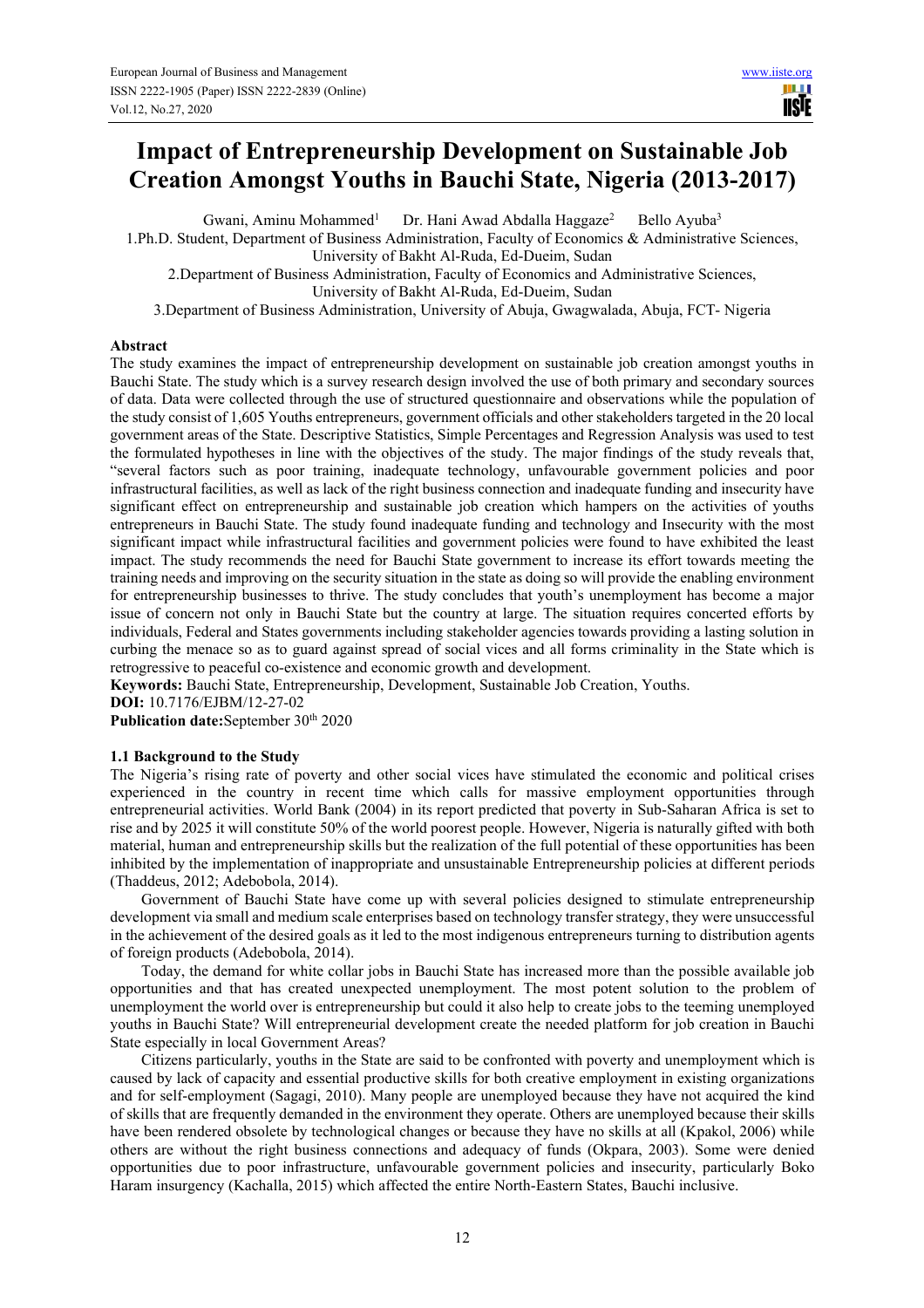# Impact of Entrepreneurship Development on Sustainable Job Creation Amongst Youths in Bauchi State, Nigeria (2013-2017)

Gwani, Aminu Mohammed[1] Dr. Hani Awad Abdalla Haggaze[2] Bello Ayuba[3]

1.Ph.D. Student, Department of Business Administration, Faculty of Economics & Administrative Sciences, University of Bakht Al-Ruda, Ed-Dueim, Sudan

2.Department of Business Administration, Faculty of Economics and Administrative Sciences, University of Bakht Al-Ruda, Ed-Dueim, Sudan

3.Department of Business Administration, University of Abuja, Gwagwalada, Abuja, FCT- Nigeria

## Abstract

The study examines the impact of entrepreneurship development on sustainable job creation amongst youths in Bauchi State. The study which is a survey research design involved the use of both primary and secondary sources of data. Data were collected through the use of structured questionnaire and observations while the population of the study consist of 1,605 Youths entrepreneurs, government officials and other stakeholders targeted in the 20 local government areas of the State. Descriptive Statistics, Simple Percentages and Regression Analysis was used to test the formulated hypotheses in line with the objectives of the study. The major findings of the study reveals that, "several factors such as poor training, inadequate technology, unfavourable government policies and poor infrastructural facilities, as well as lack of the right business connection and inadequate funding and insecurity have significant effect on entrepreneurship and sustainable job creation which hampers on the activities of youths entrepreneurs in Bauchi State. The study found inadequate funding and technology and Insecurity with the most significant impact while infrastructural facilities and government policies were found to have exhibited the least impact. The study recommends the need for Bauchi State government to increase its effort towards meeting the training needs and improving on the security situation in the state as doing so will provide the enabling environment for entrepreneurship businesses to thrive. The study concludes that youth's unemployment has become a major issue of concern not only in Bauchi State but the country at large. The situation requires concerted efforts by individuals, Federal and States governments including stakeholder agencies towards providing a lasting solution in curbing the menace so as to guard against spread of social vices and all forms criminality in the State which is retrogressive to peaceful co-existence and economic growth and development.

**Keywords:** Bauchi State, Entrepreneurship, Development, Sustainable Job Creation, Youths.

**DOI:** 10.7176/EJBM/12-27-02

**Publication date:** September 30th 2020

## 1.1 Background to the Study

The Nigeria's rising rate of poverty and other social vices have stimulated the economic and political crises experienced in the country in recent time which calls for massive employment opportunities through entrepreneurial activities. World Bank (2004) in its report predicted that poverty in Sub-Saharan Africa is set to rise and by 2025 it will constitute 50% of the world poorest people. However, Nigeria is naturally gifted with both material, human and entrepreneurship skills but the realization of the full potential of these opportunities has been inhibited by the implementation of inappropriate and unsustainable Entrepreneurship policies at different periods (Thaddeus, 2012; Adebobola, 2014).

Government of Bauchi State have come up with several policies designed to stimulate entrepreneurship development via small and medium scale enterprises based on technology transfer strategy, they were unsuccessful in the achievement of the desired goals as it led to the most indigenous entrepreneurs turning to distribution agents of foreign products (Adebobola, 2014).

Today, the demand for white collar jobs in Bauchi State has increased more than the possible available job opportunities and that has created unexpected unemployment. The most potent solution to the problem of unemployment the world over is entrepreneurship but could it also help to create jobs to the teeming unemployed youths in Bauchi State? Will entrepreneurial development create the needed platform for job creation in Bauchi State especially in local Government Areas?

Citizens particularly, youths in the State are said to be confronted with poverty and unemployment which is caused by lack of capacity and essential productive skills for both creative employment in existing organizations and for self-employment (Sagagi, 2010). Many people are unemployed because they have not acquired the kind of skills that are frequently demanded in the environment they operate. Others are unemployed because their skills have been rendered obsolete by technological changes or because they have no skills at all (Kpakol, 2006) while others are without the right business connections and adequacy of funds (Okpara, 2003). Some were denied opportunities due to poor infrastructure, unfavourable government policies and insecurity, particularly Boko Haram insurgency (Kachalla, 2015) which affected the entire North-Eastern States, Bauchi inclusive.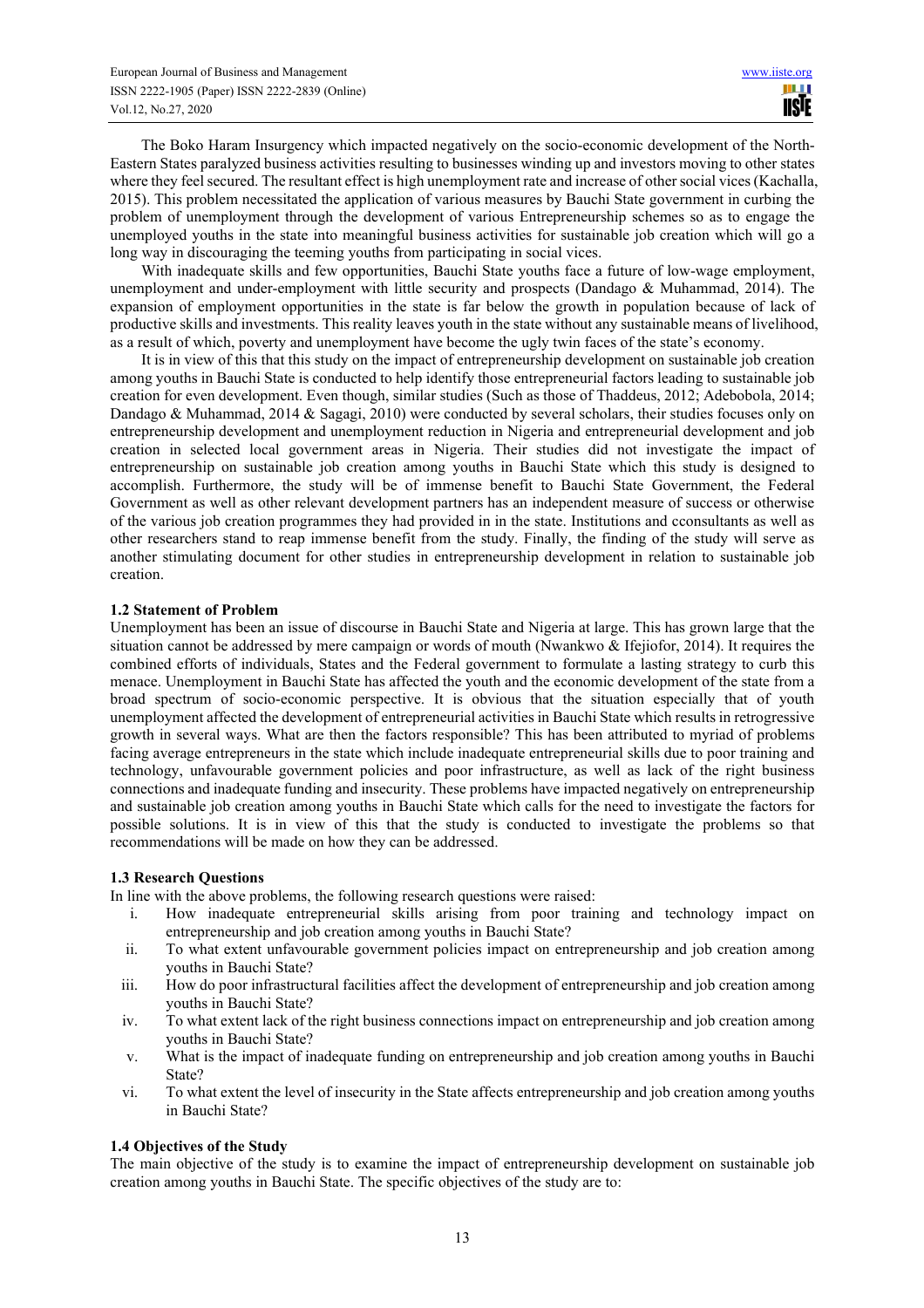The Boko Haram Insurgency which impacted negatively on the socio-economic development of the North-Eastern States paralyzed business activities resulting to businesses winding up and investors moving to other states where they feel secured. The resultant effect is high unemployment rate and increase of other social vices (Kachalla, 2015). This problem necessitated the application of various measures by Bauchi State government in curbing the problem of unemployment through the development of various Entrepreneurship schemes so as to engage the unemployed youths in the state into meaningful business activities for sustainable job creation which will go a long way in discouraging the teeming youths from participating in social vices.

With inadequate skills and few opportunities, Bauchi State youths face a future of low-wage employment, unemployment and under-employment with little security and prospects (Dandago & Muhammad, 2014). The expansion of employment opportunities in the state is far below the growth in population because of lack of productive skills and investments. This reality leaves youth in the state without any sustainable means of livelihood, as a result of which, poverty and unemployment have become the ugly twin faces of the state's economy.

It is in view of this that this study on the impact of entrepreneurship development on sustainable job creation among youths in Bauchi State is conducted to help identify those entrepreneurial factors leading to sustainable job creation for even development. Even though, similar studies (Such as those of Thaddeus, 2012; Adebobola, 2014; Dandago & Muhammad, 2014 & Sagagi, 2010) were conducted by several scholars, their studies focuses only on entrepreneurship development and unemployment reduction in Nigeria and entrepreneurial development and job creation in selected local government areas in Nigeria. Their studies did not investigate the impact of entrepreneurship on sustainable job creation among youths in Bauchi State which this study is designed to accomplish. Furthermore, the study will be of immense benefit to Bauchi State Government, the Federal Government as well as other relevant development partners has an independent measure of success or otherwise of the various job creation programmes they had provided in in the state. Institutions and cconsultants as well as other researchers stand to reap immense benefit from the study. Finally, the finding of the study will serve as another stimulating document for other studies in entrepreneurship development in relation to sustainable job creation.

### 1.2 Statement of Problem

Unemployment has been an issue of discourse in Bauchi State and Nigeria at large. This has grown large that the situation cannot be addressed by mere campaign or words of mouth (Nwankwo & Ifejiofor, 2014). It requires the combined efforts of individuals, States and the Federal government to formulate a lasting strategy to curb this menace. Unemployment in Bauchi State has affected the youth and the economic development of the state from a broad spectrum of socio-economic perspective. It is obvious that the situation especially that of youth unemployment affected the development of entrepreneurial activities in Bauchi State which results in retrogressive growth in several ways. What are then the factors responsible? This has been attributed to myriad of problems facing average entrepreneurs in the state which include inadequate entrepreneurial skills due to poor training and technology, unfavourable government policies and poor infrastructure, as well as lack of the right business connections and inadequate funding and insecurity. These problems have impacted negatively on entrepreneurship and sustainable job creation among youths in Bauchi State which calls for the need to investigate the factors for possible solutions. It is in view of this that the study is conducted to investigate the problems so that recommendations will be made on how they can be addressed.

### 1.3 Research Questions

In line with the above problems, the following research questions were raised:

i. How inadequate entrepreneurial skills arising from poor training and technology impact on entrepreneurship and job creation among youths in Bauchi State?
ii. To what extent unfavourable government policies impact on entrepreneurship and job creation among youths in Bauchi State?
iii. How do poor infrastructural facilities affect the development of entrepreneurship and job creation among youths in Bauchi State?
iv. To what extent lack of the right business connections impact on entrepreneurship and job creation among youths in Bauchi State?
v. What is the impact of inadequate funding on entrepreneurship and job creation among youths in Bauchi State?
vi. To what extent the level of insecurity in the State affects entrepreneurship and job creation among youths in Bauchi State?

### 1.4 Objectives of the Study

The main objective of the study is to examine the impact of entrepreneurship development on sustainable job creation among youths in Bauchi State. The specific objectives of the study are to: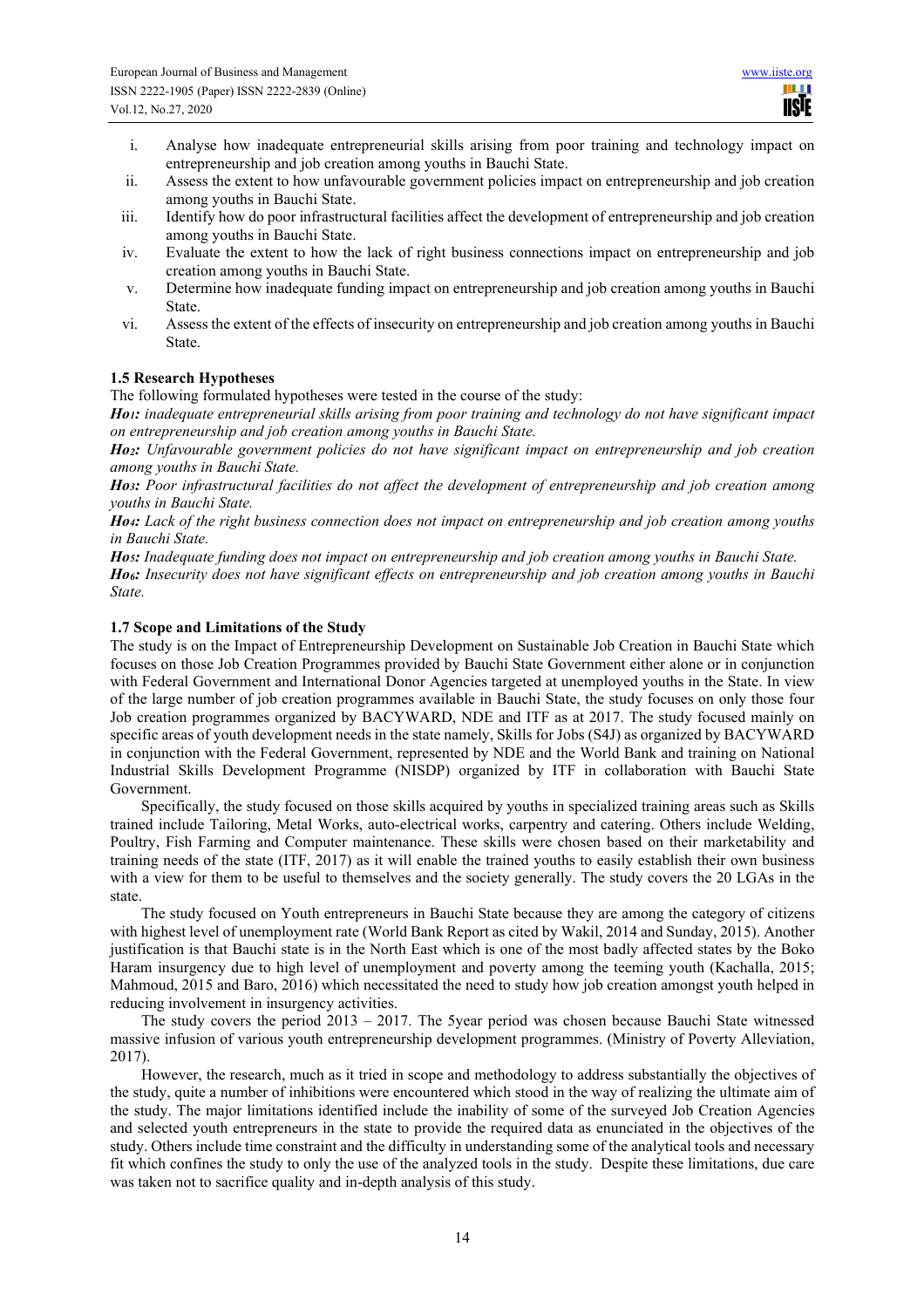i. Analyse how inadequate entrepreneurial skills arising from poor training and technology impact on entrepreneurship and job creation among youths in Bauchi State.
ii. Assess the extent to how unfavourable government policies impact on entrepreneurship and job creation among youths in Bauchi State.
iii. Identify how do poor infrastructural facilities affect the development of entrepreneurship and job creation among youths in Bauchi State.
iv. Evaluate the extent to how the lack of right business connections impact on entrepreneurship and job creation among youths in Bauchi State.
v. Determine how inadequate funding impact on entrepreneurship and job creation among youths in Bauchi State.
vi. Assess the extent of the effects of insecurity on entrepreneurship and job creation among youths in Bauchi State.

### 1.5 Research Hypotheses

The following formulated hypotheses were tested in the course of the study:

***Ho₁:*** *inadequate entrepreneurial skills arising from poor training and technology do not have significant impact on entrepreneurship and job creation among youths in Bauchi State.*

***Ho₂:*** *Unfavourable government policies do not have significant impact on entrepreneurship and job creation among youths in Bauchi State.*

***Ho₃:*** *Poor infrastructural facilities do not affect the development of entrepreneurship and job creation among youths in Bauchi State.*

***Ho₄:*** *Lack of the right business connection does not impact on entrepreneurship and job creation among youths in Bauchi State.*

***Ho₅:*** *Inadequate funding does not impact on entrepreneurship and job creation among youths in Bauchi State.*

***Ho₆:*** *Insecurity does not have significant effects on entrepreneurship and job creation among youths in Bauchi State.*

### 1.7 Scope and Limitations of the Study

The study is on the Impact of Entrepreneurship Development on Sustainable Job Creation in Bauchi State which focuses on those Job Creation Programmes provided by Bauchi State Government either alone or in conjunction with Federal Government and International Donor Agencies targeted at unemployed youths in the State. In view of the large number of job creation programmes available in Bauchi State, the study focuses on only those four Job creation programmes organized by BACYWARD, NDE and ITF as at 2017. The study focused mainly on specific areas of youth development needs in the state namely, Skills for Jobs (S4J) as organized by BACYWARD in conjunction with the Federal Government, represented by NDE and the World Bank and training on National Industrial Skills Development Programme (NISDP) organized by ITF in collaboration with Bauchi State Government.

Specifically, the study focused on those skills acquired by youths in specialized training areas such as Skills trained include Tailoring, Metal Works, auto-electrical works, carpentry and catering. Others include Welding, Poultry, Fish Farming and Computer maintenance. These skills were chosen based on their marketability and training needs of the state (ITF, 2017) as it will enable the trained youths to easily establish their own business with a view for them to be useful to themselves and the society generally. The study covers the 20 LGAs in the state.

The study focused on Youth entrepreneurs in Bauchi State because they are among the category of citizens with highest level of unemployment rate (World Bank Report as cited by Wakil, 2014 and Sunday, 2015). Another justification is that Bauchi state is in the North East which is one of the most badly affected states by the Boko Haram insurgency due to high level of unemployment and poverty among the teeming youth (Kachalla, 2015; Mahmoud, 2015 and Baro, 2016) which necessitated the need to study how job creation amongst youth helped in reducing involvement in insurgency activities.

The study covers the period 2013 – 2017. The 5year period was chosen because Bauchi State witnessed massive infusion of various youth entrepreneurship development programmes. (Ministry of Poverty Alleviation, 2017).

However, the research, much as it tried in scope and methodology to address substantially the objectives of the study, quite a number of inhibitions were encountered which stood in the way of realizing the ultimate aim of the study. The major limitations identified include the inability of some of the surveyed Job Creation Agencies and selected youth entrepreneurs in the state to provide the required data as enunciated in the objectives of the study. Others include time constraint and the difficulty in understanding some of the analytical tools and necessary fit which confines the study to only the use of the analyzed tools in the study. Despite these limitations, due care was taken not to sacrifice quality and in-depth analysis of this study.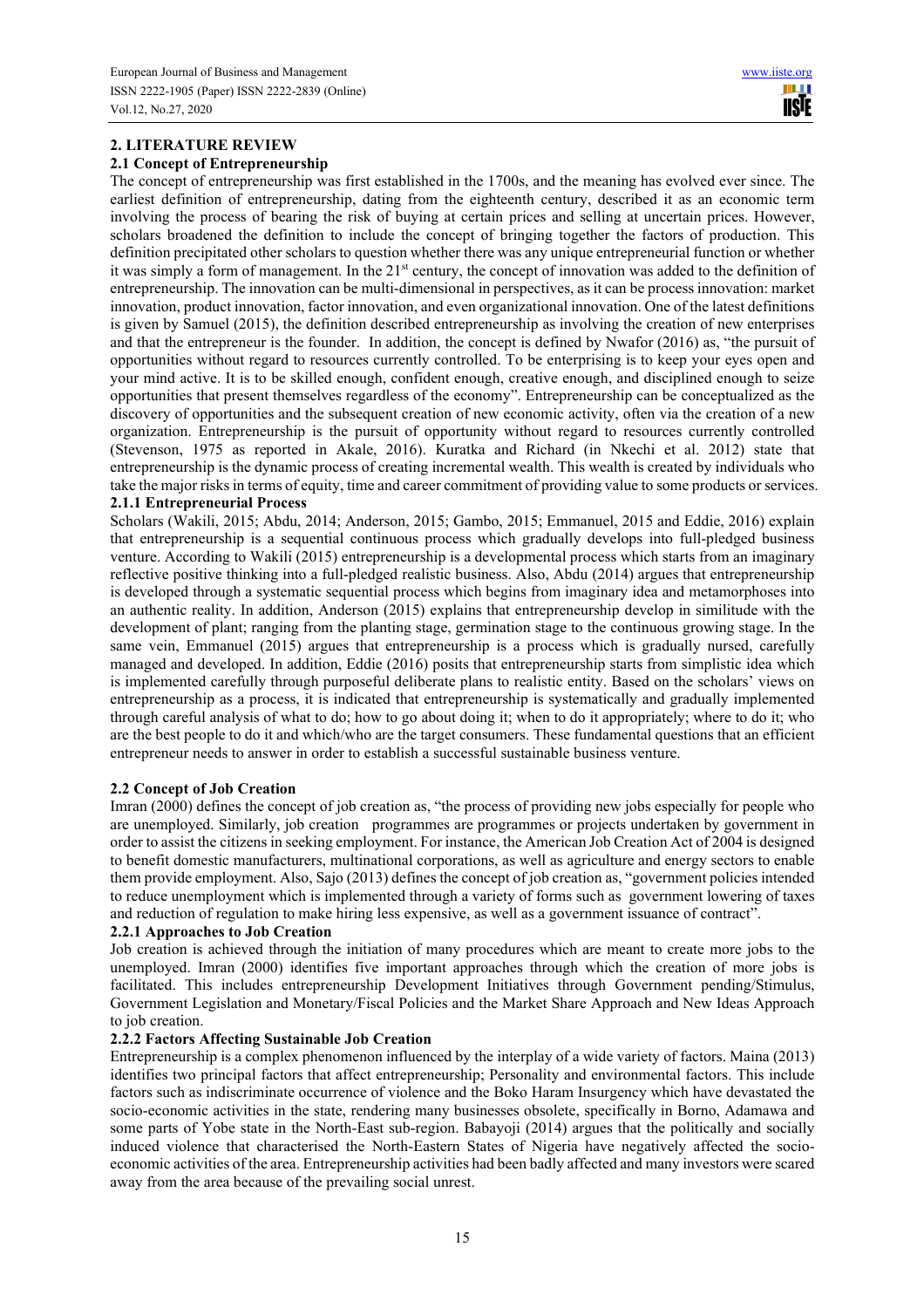## 2. LITERATURE REVIEW

### 2.1 Concept of Entrepreneurship

The concept of entrepreneurship was first established in the 1700s, and the meaning has evolved ever since. The earliest definition of entrepreneurship, dating from the eighteenth century, described it as an economic term involving the process of bearing the risk of buying at certain prices and selling at uncertain prices. However, scholars broadened the definition to include the concept of bringing together the factors of production. This definition precipitated other scholars to question whether there was any unique entrepreneurial function or whether it was simply a form of management. In the 21st century, the concept of innovation was added to the definition of entrepreneurship. The innovation can be multi-dimensional in perspectives, as it can be process innovation: market innovation, product innovation, factor innovation, and even organizational innovation. One of the latest definitions is given by Samuel (2015), the definition described entrepreneurship as involving the creation of new enterprises and that the entrepreneur is the founder. In addition, the concept is defined by Nwafor (2016) as, "the pursuit of opportunities without regard to resources currently controlled. To be enterprising is to keep your eyes open and your mind active. It is to be skilled enough, confident enough, creative enough, and disciplined enough to seize opportunities that present themselves regardless of the economy". Entrepreneurship can be conceptualized as the discovery of opportunities and the subsequent creation of new economic activity, often via the creation of a new organization. Entrepreneurship is the pursuit of opportunity without regard to resources currently controlled (Stevenson, 1975 as reported in Akale, 2016). Kuratka and Richard (in Nkechi et al. 2012) state that entrepreneurship is the dynamic process of creating incremental wealth. This wealth is created by individuals who take the major risks in terms of equity, time and career commitment of providing value to some products or services.

#### 2.1.1 Entrepreneurial Process

Scholars (Wakili, 2015; Abdu, 2014; Anderson, 2015; Gambo, 2015; Emmanuel, 2015 and Eddie, 2016) explain that entrepreneurship is a sequential continuous process which gradually develops into full-pledged business venture. According to Wakili (2015) entrepreneurship is a developmental process which starts from an imaginary reflective positive thinking into a full-pledged realistic business. Also, Abdu (2014) argues that entrepreneurship is developed through a systematic sequential process which begins from imaginary idea and metamorphoses into an authentic reality. In addition, Anderson (2015) explains that entrepreneurship develop in similitude with the development of plant; ranging from the planting stage, germination stage to the continuous growing stage. In the same vein, Emmanuel (2015) argues that entrepreneurship is a process which is gradually nursed, carefully managed and developed. In addition, Eddie (2016) posits that entrepreneurship starts from simplistic idea which is implemented carefully through purposeful deliberate plans to realistic entity. Based on the scholars' views on entrepreneurship as a process, it is indicated that entrepreneurship is systematically and gradually implemented through careful analysis of what to do; how to go about doing it; when to do it appropriately; where to do it; who are the best people to do it and which/who are the target consumers. These fundamental questions that an efficient entrepreneur needs to answer in order to establish a successful sustainable business venture.

### 2.2 Concept of Job Creation

Imran (2000) defines the concept of job creation as, "the process of providing new jobs especially for people who are unemployed. Similarly, job creation programmes are programmes or projects undertaken by government in order to assist the citizens in seeking employment. For instance, the American Job Creation Act of 2004 is designed to benefit domestic manufacturers, multinational corporations, as well as agriculture and energy sectors to enable them provide employment. Also, Sajo (2013) defines the concept of job creation as, "government policies intended to reduce unemployment which is implemented through a variety of forms such as government lowering of taxes and reduction of regulation to make hiring less expensive, as well as a government issuance of contract".

#### 2.2.1 Approaches to Job Creation

Job creation is achieved through the initiation of many procedures which are meant to create more jobs to the unemployed. Imran (2000) identifies five important approaches through which the creation of more jobs is facilitated. This includes entrepreneurship Development Initiatives through Government pending/Stimulus, Government Legislation and Monetary/Fiscal Policies and the Market Share Approach and New Ideas Approach to job creation.

#### 2.2.2 Factors Affecting Sustainable Job Creation

Entrepreneurship is a complex phenomenon influenced by the interplay of a wide variety of factors. Maina (2013) identifies two principal factors that affect entrepreneurship; Personality and environmental factors. This include factors such as indiscriminate occurrence of violence and the Boko Haram Insurgency which have devastated the socio-economic activities in the state, rendering many businesses obsolete, specifically in Borno, Adamawa and some parts of Yobe state in the North-East sub-region. Babayoji (2014) argues that the politically and socially induced violence that characterised the North-Eastern States of Nigeria have negatively affected the socio-economic activities of the area. Entrepreneurship activities had been badly affected and many investors were scared away from the area because of the prevailing social unrest.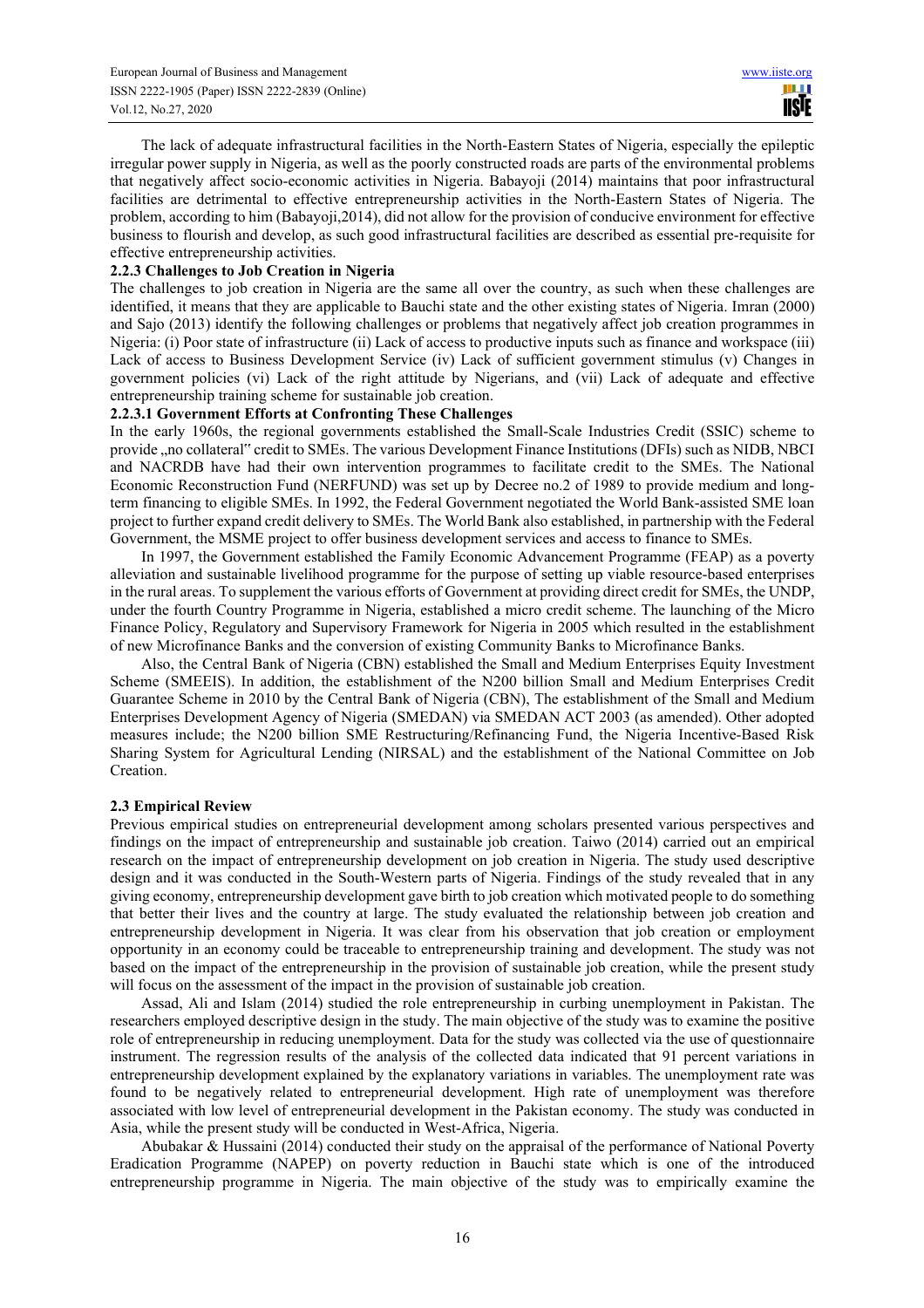The lack of adequate infrastructural facilities in the North-Eastern States of Nigeria, especially the epileptic irregular power supply in Nigeria, as well as the poorly constructed roads are parts of the environmental problems that negatively affect socio-economic activities in Nigeria. Babayoji (2014) maintains that poor infrastructural facilities are detrimental to effective entrepreneurship activities in the North-Eastern States of Nigeria. The problem, according to him (Babayoji,2014), did not allow for the provision of conducive environment for effective business to flourish and develop, as such good infrastructural facilities are described as essential pre-requisite for effective entrepreneurship activities.

**2.2.3 Challenges to Job Creation in Nigeria**

The challenges to job creation in Nigeria are the same all over the country, as such when these challenges are identified, it means that they are applicable to Bauchi state and the other existing states of Nigeria. Imran (2000) and Sajo (2013) identify the following challenges or problems that negatively affect job creation programmes in Nigeria: (i) Poor state of infrastructure (ii) Lack of access to productive inputs such as finance and workspace (iii) Lack of access to Business Development Service (iv) Lack of sufficient government stimulus (v) Changes in government policies (vi) Lack of the right attitude by Nigerians, and (vii) Lack of adequate and effective entrepreneurship training scheme for sustainable job creation.

**2.2.3.1 Government Efforts at Confronting These Challenges**

In the early 1960s, the regional governments established the Small-Scale Industries Credit (SSIC) scheme to provide „no collateral" credit to SMEs. The various Development Finance Institutions (DFIs) such as NIDB, NBCI and NACRDB have had their own intervention programmes to facilitate credit to the SMEs. The National Economic Reconstruction Fund (NERFUND) was set up by Decree no.2 of 1989 to provide medium and long-term financing to eligible SMEs. In 1992, the Federal Government negotiated the World Bank-assisted SME loan project to further expand credit delivery to SMEs. The World Bank also established, in partnership with the Federal Government, the MSME project to offer business development services and access to finance to SMEs.

In 1997, the Government established the Family Economic Advancement Programme (FEAP) as a poverty alleviation and sustainable livelihood programme for the purpose of setting up viable resource-based enterprises in the rural areas. To supplement the various efforts of Government at providing direct credit for SMEs, the UNDP, under the fourth Country Programme in Nigeria, established a micro credit scheme. The launching of the Micro Finance Policy, Regulatory and Supervisory Framework for Nigeria in 2005 which resulted in the establishment of new Microfinance Banks and the conversion of existing Community Banks to Microfinance Banks.

Also, the Central Bank of Nigeria (CBN) established the Small and Medium Enterprises Equity Investment Scheme (SMEEIS). In addition, the establishment of the N200 billion Small and Medium Enterprises Credit Guarantee Scheme in 2010 by the Central Bank of Nigeria (CBN), The establishment of the Small and Medium Enterprises Development Agency of Nigeria (SMEDAN) via SMEDAN ACT 2003 (as amended). Other adopted measures include; the N200 billion SME Restructuring/Refinancing Fund, the Nigeria Incentive-Based Risk Sharing System for Agricultural Lending (NIRSAL) and the establishment of the National Committee on Job Creation.

**2.3 Empirical Review**

Previous empirical studies on entrepreneurial development among scholars presented various perspectives and findings on the impact of entrepreneurship and sustainable job creation. Taiwo (2014) carried out an empirical research on the impact of entrepreneurship development on job creation in Nigeria. The study used descriptive design and it was conducted in the South-Western parts of Nigeria. Findings of the study revealed that in any giving economy, entrepreneurship development gave birth to job creation which motivated people to do something that better their lives and the country at large. The study evaluated the relationship between job creation and entrepreneurship development in Nigeria. It was clear from his observation that job creation or employment opportunity in an economy could be traceable to entrepreneurship training and development. The study was not based on the impact of the entrepreneurship in the provision of sustainable job creation, while the present study will focus on the assessment of the impact in the provision of sustainable job creation.

Assad, Ali and Islam (2014) studied the role entrepreneurship in curbing unemployment in Pakistan. The researchers employed descriptive design in the study. The main objective of the study was to examine the positive role of entrepreneurship in reducing unemployment. Data for the study was collected via the use of questionnaire instrument. The regression results of the analysis of the collected data indicated that 91 percent variations in entrepreneurship development explained by the explanatory variations in variables. The unemployment rate was found to be negatively related to entrepreneurial development. High rate of unemployment was therefore associated with low level of entrepreneurial development in the Pakistan economy. The study was conducted in Asia, while the present study will be conducted in West-Africa, Nigeria.

Abubakar & Hussaini (2014) conducted their study on the appraisal of the performance of National Poverty Eradication Programme (NAPEP) on poverty reduction in Bauchi state which is one of the introduced entrepreneurship programme in Nigeria. The main objective of the study was to empirically examine the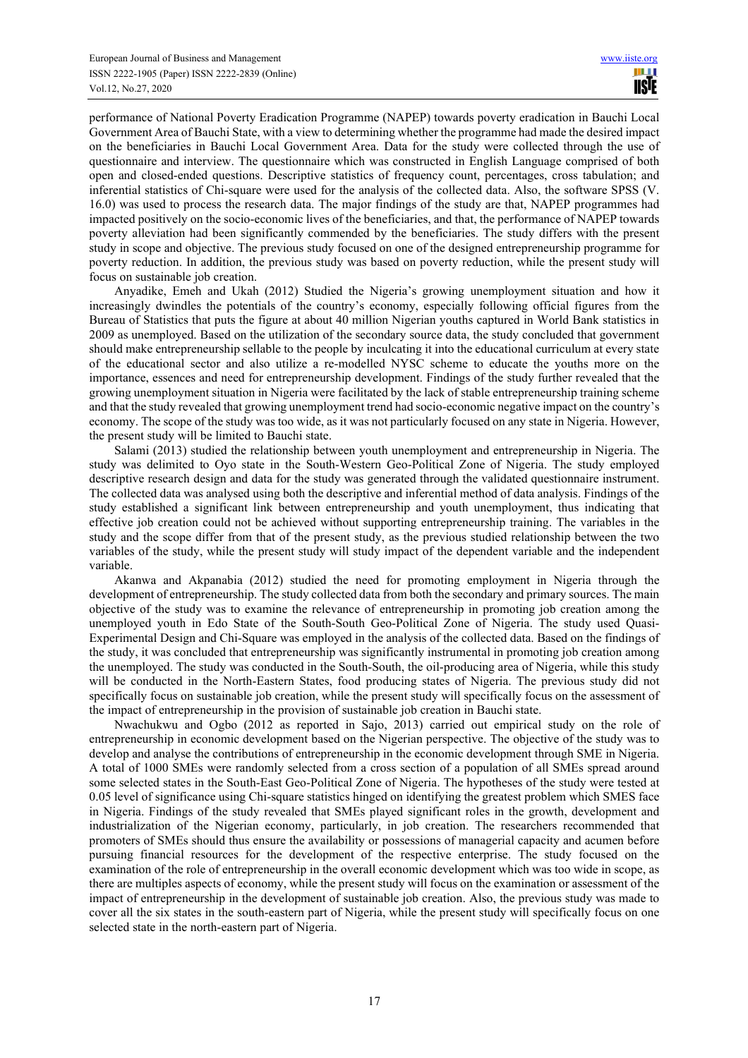performance of National Poverty Eradication Programme (NAPEP) towards poverty eradication in Bauchi Local Government Area of Bauchi State, with a view to determining whether the programme had made the desired impact on the beneficiaries in Bauchi Local Government Area. Data for the study were collected through the use of questionnaire and interview. The questionnaire which was constructed in English Language comprised of both open and closed-ended questions. Descriptive statistics of frequency count, percentages, cross tabulation; and inferential statistics of Chi-square were used for the analysis of the collected data. Also, the software SPSS (V. 16.0) was used to process the research data. The major findings of the study are that, NAPEP programmes had impacted positively on the socio-economic lives of the beneficiaries, and that, the performance of NAPEP towards poverty alleviation had been significantly commended by the beneficiaries. The study differs with the present study in scope and objective. The previous study focused on one of the designed entrepreneurship programme for poverty reduction. In addition, the previous study was based on poverty reduction, while the present study will focus on sustainable job creation.

Anyadike, Emeh and Ukah (2012) Studied the Nigeria's growing unemployment situation and how it increasingly dwindles the potentials of the country's economy, especially following official figures from the Bureau of Statistics that puts the figure at about 40 million Nigerian youths captured in World Bank statistics in 2009 as unemployed. Based on the utilization of the secondary source data, the study concluded that government should make entrepreneurship sellable to the people by inculcating it into the educational curriculum at every state of the educational sector and also utilize a re-modelled NYSC scheme to educate the youths more on the importance, essences and need for entrepreneurship development. Findings of the study further revealed that the growing unemployment situation in Nigeria were facilitated by the lack of stable entrepreneurship training scheme and that the study revealed that growing unemployment trend had socio-economic negative impact on the country's economy. The scope of the study was too wide, as it was not particularly focused on any state in Nigeria. However, the present study will be limited to Bauchi state.

Salami (2013) studied the relationship between youth unemployment and entrepreneurship in Nigeria. The study was delimited to Oyo state in the South-Western Geo-Political Zone of Nigeria. The study employed descriptive research design and data for the study was generated through the validated questionnaire instrument. The collected data was analysed using both the descriptive and inferential method of data analysis. Findings of the study established a significant link between entrepreneurship and youth unemployment, thus indicating that effective job creation could not be achieved without supporting entrepreneurship training. The variables in the study and the scope differ from that of the present study, as the previous studied relationship between the two variables of the study, while the present study will study impact of the dependent variable and the independent variable.

Akanwa and Akpanabia (2012) studied the need for promoting employment in Nigeria through the development of entrepreneurship. The study collected data from both the secondary and primary sources. The main objective of the study was to examine the relevance of entrepreneurship in promoting job creation among the unemployed youth in Edo State of the South-South Geo-Political Zone of Nigeria. The study used Quasi-Experimental Design and Chi-Square was employed in the analysis of the collected data. Based on the findings of the study, it was concluded that entrepreneurship was significantly instrumental in promoting job creation among the unemployed. The study was conducted in the South-South, the oil-producing area of Nigeria, while this study will be conducted in the North-Eastern States, food producing states of Nigeria. The previous study did not specifically focus on sustainable job creation, while the present study will specifically focus on the assessment of the impact of entrepreneurship in the provision of sustainable job creation in Bauchi state.

Nwachukwu and Ogbo (2012 as reported in Sajo, 2013) carried out empirical study on the role of entrepreneurship in economic development based on the Nigerian perspective. The objective of the study was to develop and analyse the contributions of entrepreneurship in the economic development through SME in Nigeria. A total of 1000 SMEs were randomly selected from a cross section of a population of all SMEs spread around some selected states in the South-East Geo-Political Zone of Nigeria. The hypotheses of the study were tested at 0.05 level of significance using Chi-square statistics hinged on identifying the greatest problem which SMES face in Nigeria. Findings of the study revealed that SMEs played significant roles in the growth, development and industrialization of the Nigerian economy, particularly, in job creation. The researchers recommended that promoters of SMEs should thus ensure the availability or possessions of managerial capacity and acumen before pursuing financial resources for the development of the respective enterprise. The study focused on the examination of the role of entrepreneurship in the overall economic development which was too wide in scope, as there are multiples aspects of economy, while the present study will focus on the examination or assessment of the impact of entrepreneurship in the development of sustainable job creation. Also, the previous study was made to cover all the six states in the south-eastern part of Nigeria, while the present study will specifically focus on one selected state in the north-eastern part of Nigeria.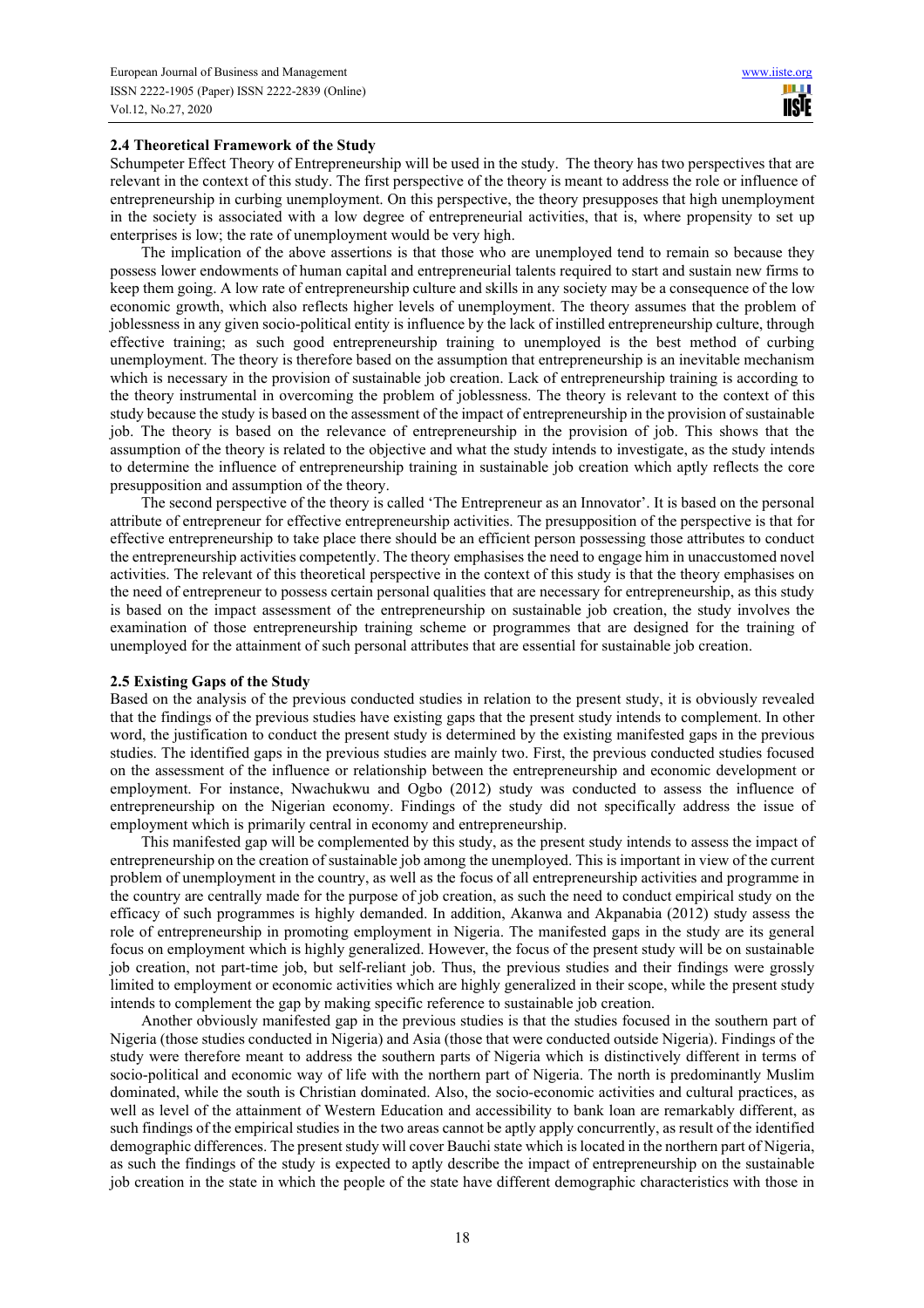### 2.4 Theoretical Framework of the Study

Schumpeter Effect Theory of Entrepreneurship will be used in the study. The theory has two perspectives that are relevant in the context of this study. The first perspective of the theory is meant to address the role or influence of entrepreneurship in curbing unemployment. On this perspective, the theory presupposes that high unemployment in the society is associated with a low degree of entrepreneurial activities, that is, where propensity to set up enterprises is low; the rate of unemployment would be very high.

The implication of the above assertions is that those who are unemployed tend to remain so because they possess lower endowments of human capital and entrepreneurial talents required to start and sustain new firms to keep them going. A low rate of entrepreneurship culture and skills in any society may be a consequence of the low economic growth, which also reflects higher levels of unemployment. The theory assumes that the problem of joblessness in any given socio-political entity is influence by the lack of instilled entrepreneurship culture, through effective training; as such good entrepreneurship training to unemployed is the best method of curbing unemployment. The theory is therefore based on the assumption that entrepreneurship is an inevitable mechanism which is necessary in the provision of sustainable job creation. Lack of entrepreneurship training is according to the theory instrumental in overcoming the problem of joblessness. The theory is relevant to the context of this study because the study is based on the assessment of the impact of entrepreneurship in the provision of sustainable job. The theory is based on the relevance of entrepreneurship in the provision of job. This shows that the assumption of the theory is related to the objective and what the study intends to investigate, as the study intends to determine the influence of entrepreneurship training in sustainable job creation which aptly reflects the core presupposition and assumption of the theory.

The second perspective of the theory is called 'The Entrepreneur as an Innovator'. It is based on the personal attribute of entrepreneur for effective entrepreneurship activities. The presupposition of the perspective is that for effective entrepreneurship to take place there should be an efficient person possessing those attributes to conduct the entrepreneurship activities competently. The theory emphasises the need to engage him in unaccustomed novel activities. The relevant of this theoretical perspective in the context of this study is that the theory emphasises on the need of entrepreneur to possess certain personal qualities that are necessary for entrepreneurship, as this study is based on the impact assessment of the entrepreneurship on sustainable job creation, the study involves the examination of those entrepreneurship training scheme or programmes that are designed for the training of unemployed for the attainment of such personal attributes that are essential for sustainable job creation.

### 2.5 Existing Gaps of the Study

Based on the analysis of the previous conducted studies in relation to the present study, it is obviously revealed that the findings of the previous studies have existing gaps that the present study intends to complement. In other word, the justification to conduct the present study is determined by the existing manifested gaps in the previous studies. The identified gaps in the previous studies are mainly two. First, the previous conducted studies focused on the assessment of the influence or relationship between the entrepreneurship and economic development or employment. For instance, Nwachukwu and Ogbo (2012) study was conducted to assess the influence of entrepreneurship on the Nigerian economy. Findings of the study did not specifically address the issue of employment which is primarily central in economy and entrepreneurship.

This manifested gap will be complemented by this study, as the present study intends to assess the impact of entrepreneurship on the creation of sustainable job among the unemployed. This is important in view of the current problem of unemployment in the country, as well as the focus of all entrepreneurship activities and programme in the country are centrally made for the purpose of job creation, as such the need to conduct empirical study on the efficacy of such programmes is highly demanded. In addition, Akanwa and Akpanabia (2012) study assess the role of entrepreneurship in promoting employment in Nigeria. The manifested gaps in the study are its general focus on employment which is highly generalized. However, the focus of the present study will be on sustainable job creation, not part-time job, but self-reliant job. Thus, the previous studies and their findings were grossly limited to employment or economic activities which are highly generalized in their scope, while the present study intends to complement the gap by making specific reference to sustainable job creation.

Another obviously manifested gap in the previous studies is that the studies focused in the southern part of Nigeria (those studies conducted in Nigeria) and Asia (those that were conducted outside Nigeria). Findings of the study were therefore meant to address the southern parts of Nigeria which is distinctively different in terms of socio-political and economic way of life with the northern part of Nigeria. The north is predominantly Muslim dominated, while the south is Christian dominated. Also, the socio-economic activities and cultural practices, as well as level of the attainment of Western Education and accessibility to bank loan are remarkably different, as such findings of the empirical studies in the two areas cannot be aptly apply concurrently, as result of the identified demographic differences. The present study will cover Bauchi state which is located in the northern part of Nigeria, as such the findings of the study is expected to aptly describe the impact of entrepreneurship on the sustainable job creation in the state in which the people of the state have different demographic characteristics with those in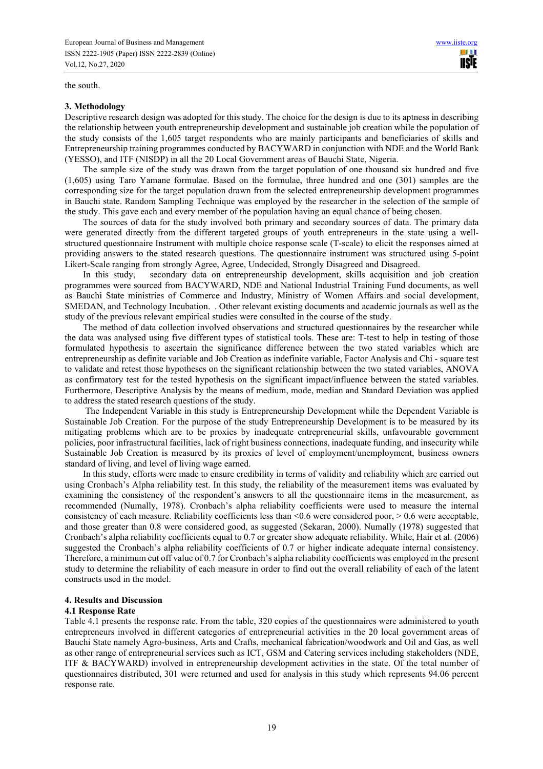the south.

### 3. Methodology

Descriptive research design was adopted for this study. The choice for the design is due to its aptness in describing the relationship between youth entrepreneurship development and sustainable job creation while the population of the study consists of the 1,605 target respondents who are mainly participants and beneficiaries of skills and Entrepreneurship training programmes conducted by BACYWARD in conjunction with NDE and the World Bank (YESSO), and ITF (NISDP) in all the 20 Local Government areas of Bauchi State, Nigeria.

The sample size of the study was drawn from the target population of one thousand six hundred and five (1,605) using Taro Yamane formulae. Based on the formulae, three hundred and one (301) samples are the corresponding size for the target population drawn from the selected entrepreneurship development programmes in Bauchi state. Random Sampling Technique was employed by the researcher in the selection of the sample of the study. This gave each and every member of the population having an equal chance of being chosen.

The sources of data for the study involved both primary and secondary sources of data. The primary data were generated directly from the different targeted groups of youth entrepreneurs in the state using a well-structured questionnaire Instrument with multiple choice response scale (T-scale) to elicit the responses aimed at providing answers to the stated research questions. The questionnaire instrument was structured using 5-point Likert-Scale ranging from strongly Agree, Agree, Undecided, Strongly Disagreed and Disagreed.

In this study, secondary data on entrepreneurship development, skills acquisition and job creation programmes were sourced from BACYWARD, NDE and National Industrial Training Fund documents, as well as Bauchi State ministries of Commerce and Industry, Ministry of Women Affairs and social development, SMEDAN, and Technology Incubation. . Other relevant existing documents and academic journals as well as the study of the previous relevant empirical studies were consulted in the course of the study.

The method of data collection involved observations and structured questionnaires by the researcher while the data was analysed using five different types of statistical tools. These are: T-test to help in testing of those formulated hypothesis to ascertain the significance difference between the two stated variables which are entrepreneurship as definite variable and Job Creation as indefinite variable, Factor Analysis and Chi - square test to validate and retest those hypotheses on the significant relationship between the two stated variables, ANOVA as confirmatory test for the tested hypothesis on the significant impact/influence between the stated variables. Furthermore, Descriptive Analysis by the means of medium, mode, median and Standard Deviation was applied to address the stated research questions of the study.

The Independent Variable in this study is Entrepreneurship Development while the Dependent Variable is Sustainable Job Creation. For the purpose of the study Entrepreneurship Development is to be measured by its mitigating problems which are to be proxies by inadequate entrepreneurial skills, unfavourable government policies, poor infrastructural facilities, lack of right business connections, inadequate funding, and insecurity while Sustainable Job Creation is measured by its proxies of level of employment/unemployment, business owners standard of living, and level of living wage earned.

In this study, efforts were made to ensure credibility in terms of validity and reliability which are carried out using Cronbach's Alpha reliability test. In this study, the reliability of the measurement items was evaluated by examining the consistency of the respondent's answers to all the questionnaire items in the measurement, as recommended (Numally, 1978). Cronbach's alpha reliability coefficients were used to measure the internal consistency of each measure. Reliability coefficients less than <0.6 were considered poor, > 0.6 were acceptable, and those greater than 0.8 were considered good, as suggested (Sekaran, 2000). Numally (1978) suggested that Cronbach's alpha reliability coefficients equal to 0.7 or greater show adequate reliability. While, Hair et al. (2006) suggested the Cronbach's alpha reliability coefficients of 0.7 or higher indicate adequate internal consistency. Therefore, a minimum cut off value of 0.7 for Cronbach's alpha reliability coefficients was employed in the present study to determine the reliability of each measure in order to find out the overall reliability of each of the latent constructs used in the model.

### 4. Results and Discussion

#### 4.1 Response Rate

Table 4.1 presents the response rate. From the table, 320 copies of the questionnaires were administered to youth entrepreneurs involved in different categories of entrepreneurial activities in the 20 local government areas of Bauchi State namely Agro-business, Arts and Crafts, mechanical fabrication/woodwork and Oil and Gas, as well as other range of entrepreneurial services such as ICT, GSM and Catering services including stakeholders (NDE, ITF & BACYWARD) involved in entrepreneurship development activities in the state. Of the total number of questionnaires distributed, 301 were returned and used for analysis in this study which represents 94.06 percent response rate.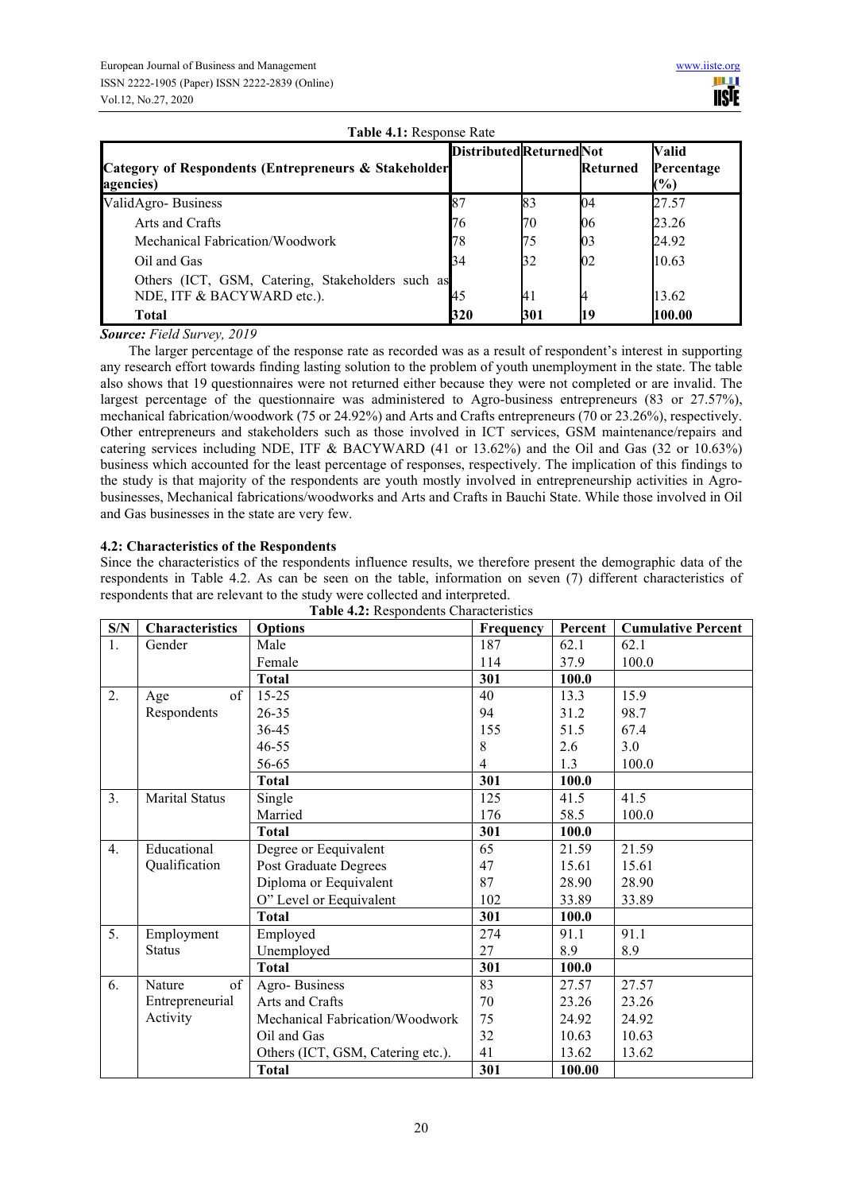**Table 4.1:** Response Rate

| Category of Respondents (Entrepreneurs & Stakeholder agencies) | Distributed | Returned | Not Returned | Valid Percentage (%) |
|---|---|---|---|---|
| ValidAgro- Business | 87 | 83 | 04 | 27.57 |
| Arts and Crafts | 76 | 70 | 06 | 23.26 |
| Mechanical Fabrication/Woodwork | 78 | 75 | 03 | 24.92 |
| Oil and Gas | 34 | 32 | 02 | 10.63 |
| Others (ICT, GSM, Catering, Stakeholders such as NDE, ITF & BACYWARD etc.). | 45 | 41 | 4 | 13.62 |
| **Total** | **320** | **301** | **19** | **100.00** |

***Source:*** *Field Survey, 2019*

The larger percentage of the response rate as recorded was as a result of respondent's interest in supporting any research effort towards finding lasting solution to the problem of youth unemployment in the state. The table also shows that 19 questionnaires were not returned either because they were not completed or are invalid. The largest percentage of the questionnaire was administered to Agro-business entrepreneurs (83 or 27.57%), mechanical fabrication/woodwork (75 or 24.92%) and Arts and Crafts entrepreneurs (70 or 23.26%), respectively. Other entrepreneurs and stakeholders such as those involved in ICT services, GSM maintenance/repairs and catering services including NDE, ITF & BACYWARD (41 or 13.62%) and the Oil and Gas (32 or 10.63%) business which accounted for the least percentage of responses, respectively. The implication of this findings to the study is that majority of the respondents are youth mostly involved in entrepreneurship activities in Agro-businesses, Mechanical fabrications/woodworks and Arts and Crafts in Bauchi State. While those involved in Oil and Gas businesses in the state are very few.

### 4.2: Characteristics of the Respondents

Since the characteristics of the respondents influence results, we therefore present the demographic data of the respondents in Table 4.2. As can be seen on the table, information on seven (7) different characteristics of respondents that are relevant to the study were collected and interpreted.

**Table 4.2:** Respondents Characteristics

| S/N | Characteristics | Options | Frequency | Percent | Cumulative Percent |
|---|---|---|---|---|---|
| 1. | Gender | Male | 187 | 62.1 | 62.1 |
| | | Female | 114 | 37.9 | 100.0 |
| | | **Total** | **301** | **100.0** | |
| 2. | Age of Respondents | 15-25 | 40 | 13.3 | 15.9 |
| | | 26-35 | 94 | 31.2 | 98.7 |
| | | 36-45 | 155 | 51.5 | 67.4 |
| | | 46-55 | 8 | 2.6 | 3.0 |
| | | 56-65 | 4 | 1.3 | 100.0 |
| | | **Total** | **301** | **100.0** | |
| 3. | Marital Status | Single | 125 | 41.5 | 41.5 |
| | | Married | 176 | 58.5 | 100.0 |
| | | **Total** | **301** | **100.0** | |
| 4. | Educational Qualification | Degree or Eequivalent | 65 | 21.59 | 21.59 |
| | | Post Graduate Degrees | 47 | 15.61 | 15.61 |
| | | Diploma or Eequivalent | 87 | 28.90 | 28.90 |
| | | O" Level or Eequivalent | 102 | 33.89 | 33.89 |
| | | **Total** | **301** | **100.0** | |
| 5. | Employment Status | Employed | 274 | 91.1 | 91.1 |
| | | Unemployed | 27 | 8.9 | 8.9 |
| | | **Total** | **301** | **100.0** | |
| 6. | Nature of Entrepreneurial Activity | Agro- Business | 83 | 27.57 | 27.57 |
| | | Arts and Crafts | 70 | 23.26 | 23.26 |
| | | Mechanical Fabrication/Woodwork | 75 | 24.92 | 24.92 |
| | | Oil and Gas | 32 | 10.63 | 10.63 |
| | | Others (ICT, GSM, Catering etc.). | 41 | 13.62 | 13.62 |
| | | **Total** | **301** | **100.00** | |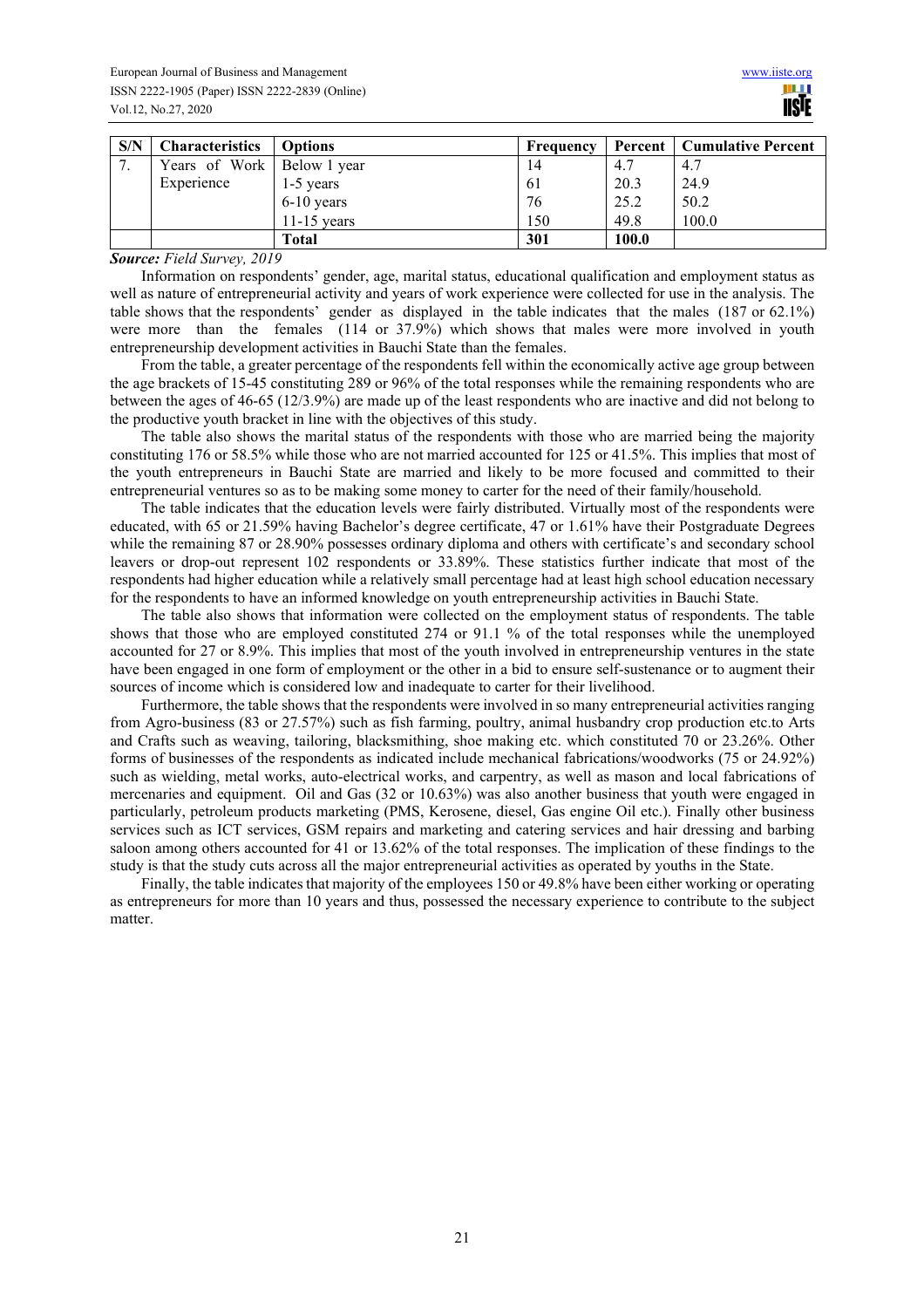| S/N | Characteristics | Options | Frequency | Percent | Cumulative Percent |
|---|---|---|---|---|---|
| 7. | Years of Work Experience | Below 1 year | 14 | 4.7 | 4.7 |
| | | 1-5 years | 61 | 20.3 | 24.9 |
| | | 6-10 years | 76 | 25.2 | 50.2 |
| | | 11-15 years | 150 | 49.8 | 100.0 |
| | | **Total** | **301** | **100.0** | |

***Source:*** *Field Survey, 2019*

Information on respondents' gender, age, marital status, educational qualification and employment status as well as nature of entrepreneurial activity and years of work experience were collected for use in the analysis. The table shows that the respondents' gender as displayed in the table indicates that the males (187 or 62.1%) were more than the females (114 or 37.9%) which shows that males were more involved in youth entrepreneurship development activities in Bauchi State than the females.

From the table, a greater percentage of the respondents fell within the economically active age group between the age brackets of 15-45 constituting 289 or 96% of the total responses while the remaining respondents who are between the ages of 46-65 (12/3.9%) are made up of the least respondents who are inactive and did not belong to the productive youth bracket in line with the objectives of this study.

The table also shows the marital status of the respondents with those who are married being the majority constituting 176 or 58.5% while those who are not married accounted for 125 or 41.5%. This implies that most of the youth entrepreneurs in Bauchi State are married and likely to be more focused and committed to their entrepreneurial ventures so as to be making some money to carter for the need of their family/household.

The table indicates that the education levels were fairly distributed. Virtually most of the respondents were educated, with 65 or 21.59% having Bachelor's degree certificate, 47 or 1.61% have their Postgraduate Degrees while the remaining 87 or 28.90% possesses ordinary diploma and others with certificate's and secondary school leavers or drop-out represent 102 respondents or 33.89%. These statistics further indicate that most of the respondents had higher education while a relatively small percentage had at least high school education necessary for the respondents to have an informed knowledge on youth entrepreneurship activities in Bauchi State.

The table also shows that information were collected on the employment status of respondents. The table shows that those who are employed constituted 274 or 91.1 % of the total responses while the unemployed accounted for 27 or 8.9%. This implies that most of the youth involved in entrepreneurship ventures in the state have been engaged in one form of employment or the other in a bid to ensure self-sustenance or to augment their sources of income which is considered low and inadequate to carter for their livelihood.

Furthermore, the table shows that the respondents were involved in so many entrepreneurial activities ranging from Agro-business (83 or 27.57%) such as fish farming, poultry, animal husbandry crop production etc.to Arts and Crafts such as weaving, tailoring, blacksmithing, shoe making etc. which constituted 70 or 23.26%. Other forms of businesses of the respondents as indicated include mechanical fabrications/woodworks (75 or 24.92%) such as wielding, metal works, auto-electrical works, and carpentry, as well as mason and local fabrications of mercenaries and equipment. Oil and Gas (32 or 10.63%) was also another business that youth were engaged in particularly, petroleum products marketing (PMS, Kerosene, diesel, Gas engine Oil etc.). Finally other business services such as ICT services, GSM repairs and marketing and catering services and hair dressing and barbing saloon among others accounted for 41 or 13.62% of the total responses. The implication of these findings to the study is that the study cuts across all the major entrepreneurial activities as operated by youths in the State.

Finally, the table indicates that majority of the employees 150 or 49.8% have been either working or operating as entrepreneurs for more than 10 years and thus, possessed the necessary experience to contribute to the subject matter.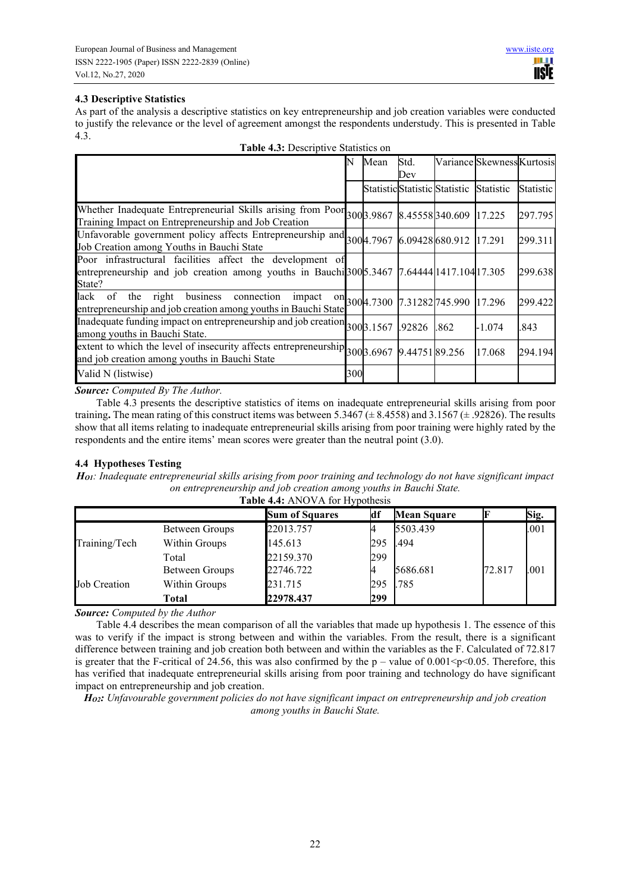### 4.3 Descriptive Statistics

As part of the analysis a descriptive statistics on key entrepreneurship and job creation variables were conducted to justify the relevance or the level of agreement amongst the respondents understudy. This is presented in Table 4.3.

**Table 4.3:** Descriptive Statistics on

| | N | Mean | Std. Dev | Variance | Skewness | Kurtosis |
|---|---|---|---|---|---|---|
| | | Statistic | Statistic | Statistic | Statistic | Statistic |
| Whether Inadequate Entrepreneurial Skills arising from Poor Training Impact on Entrepreneurship and Job Creation | 300 | 3.9867 | 8.45558 | 340.609 | 17.225 | 297.795 |
| Unfavorable government policy affects Entrepreneurship and Job Creation among Youths in Bauchi State | 300 | 4.7967 | 6.09428 | 680.912 | 17.291 | 299.311 |
| Poor infrastructural facilities affect the development of entrepreneurship and job creation among youths in Bauchi State? | 300 | 5.3467 | 7.64444 | 1417.104 | 17.305 | 299.638 |
| lack of the right business connection impact on entrepreneurship and job creation among youths in Bauchi State | 300 | 4.7300 | 7.31282 | 745.990 | 17.296 | 299.422 |
| Inadequate funding impact on entrepreneurship and job creation among youths in Bauchi State. | 300 | 3.1567 | .92826 | .862 | -1.074 | .843 |
| extent to which the level of insecurity affects entrepreneurship and job creation among youths in Bauchi State | 300 | 3.6967 | 9.44751 | 89.256 | 17.068 | 294.194 |
| Valid N (listwise) | 300 | | | | | |

***Source:*** *Computed By The Author.*

Table 4.3 presents the descriptive statistics of items on inadequate entrepreneurial skills arising from poor training**.** The mean rating of this construct items was between 5.3467 (± 8.4558) and 3.1567 (± .92826). The results show that all items relating to inadequate entrepreneurial skills arising from poor training were highly rated by the respondents and the entire items' mean scores were greater than the neutral point (3.0).

### 4.4 Hypotheses Testing

***H$_{O1}$****: Inadequate entrepreneurial skills arising from poor training and technology do not have significant impact on entrepreneurship and job creation among youths in Bauchi State.*

**Table 4.4:** ANOVA for Hypothesis

| | | Sum of Squares | df | Mean Square | F | Sig. |
|---|---|---|---|---|---|---|
| Training/Tech | Between Groups | 22013.757 | 4 | 5503.439 | | .001 |
| | Within Groups | 145.613 | 295 | .494 | | |
| | Total | 22159.370 | 299 | | | |
| Job Creation | Between Groups | 22746.722 | 4 | 5686.681 | 72.817 | .001 |
| | Within Groups | 231.715 | 295 | .785 | | |
| | **Total** | **22978.437** | **299** | | | |

***Source:*** *Computed by the Author*

Table 4.4 describes the mean comparison of all the variables that made up hypothesis 1. The essence of this was to verify if the impact is strong between and within the variables. From the result, there is a significant difference between training and job creation both between and within the variables as the F. Calculated of 72.817 is greater that the F-critical of 24.56, this was also confirmed by the p – value of $0.001<p<0.05$. Therefore, this has verified that inadequate entrepreneurial skills arising from poor training and technology do have significant impact on entrepreneurship and job creation.

***H$_{O2}$:*** *Unfavourable government policies do not have significant impact on entrepreneurship and job creation among youths in Bauchi State.*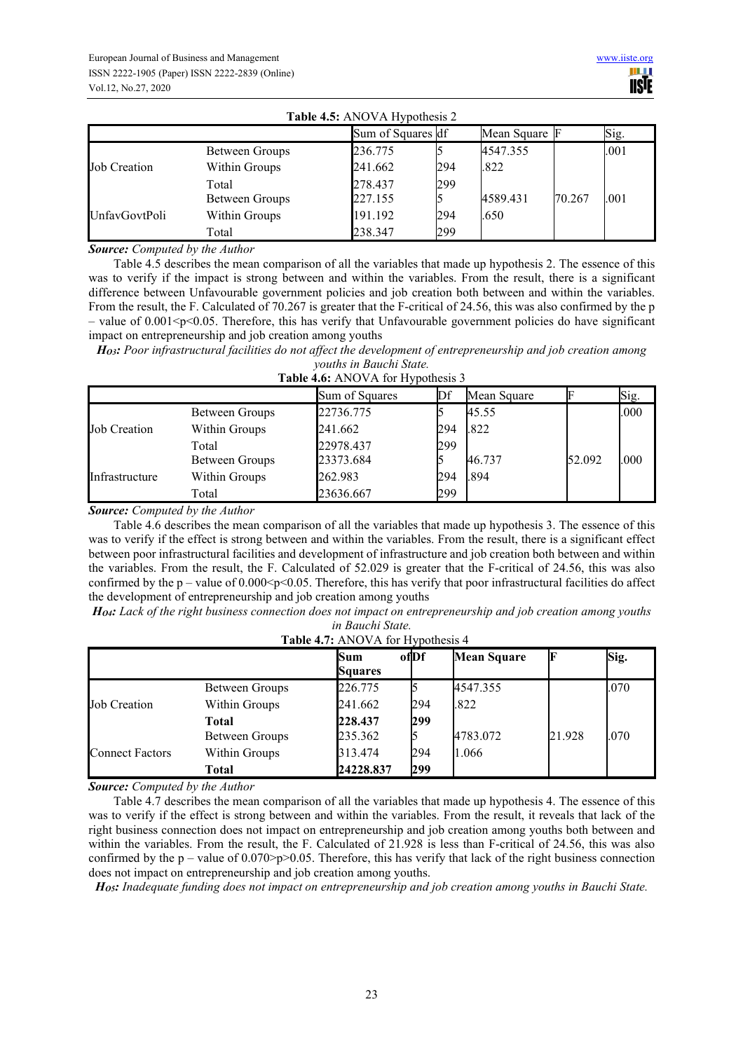**Table 4.5:** ANOVA Hypothesis 2

| | | Sum of Squares | df | Mean Square | F | Sig. |
|---|---|---|---|---|---|---|
| Job Creation | Between Groups | 236.775 | 5 | 4547.355 | | .001 |
| | Within Groups | 241.662 | 294 | .822 | | |
| | Total | 278.437 | 299 | | | |
| UnfavGovtPoli | Between Groups | 227.155 | 5 | 4589.431 | 70.267 | .001 |
| | Within Groups | 191.192 | 294 | .650 | | |
| | Total | 238.347 | 299 | | | |

***Source:*** *Computed by the Author*

Table 4.5 describes the mean comparison of all the variables that made up hypothesis 2. The essence of this was to verify if the impact is strong between and within the variables. From the result, there is a significant difference between Unfavourable government policies and job creation both between and within the variables. From the result, the F. Calculated of 70.267 is greater that the F-critical of 24.56, this was also confirmed by the p – value of $0.001<p<0.05$. Therefore, this has verify that Unfavourable government policies do have significant impact on entrepreneurship and job creation among youths

***$H_{O3}$:*** *Poor infrastructural facilities do not affect the development of entrepreneurship and job creation among youths in Bauchi State.*

**Table 4.6:** ANOVA for Hypothesis 3

| | | Sum of Squares | Df | Mean Square | F | Sig. |
|---|---|---|---|---|---|---|
| Job Creation | Between Groups | 22736.775 | 5 | 45.55 | | .000 |
| | Within Groups | 241.662 | 294 | .822 | | |
| | Total | 22978.437 | 299 | | | |
| Infrastructure | Between Groups | 23373.684 | 5 | 46.737 | 52.092 | .000 |
| | Within Groups | 262.983 | 294 | .894 | | |
| | Total | 23636.667 | 299 | | | |

***Source:*** *Computed by the Author*

Table 4.6 describes the mean comparison of all the variables that made up hypothesis 3. The essence of this was to verify if the effect is strong between and within the variables. From the result, there is a significant effect between poor infrastructural facilities and development of infrastructure and job creation both between and within the variables. From the result, the F. Calculated of 52.029 is greater that the F-critical of 24.56, this was also confirmed by the p – value of $0.000<p<0.05$. Therefore, this has verify that poor infrastructural facilities do affect the development of entrepreneurship and job creation among youths

***$H_{O4}$:*** *Lack of the right business connection does not impact on entrepreneurship and job creation among youths in Bauchi State.*

**Table 4.7:** ANOVA for Hypothesis 4

| | | **Sum of Squares** | **Df** | **Mean Square** | **F** | **Sig.** |
|---|---|---|---|---|---|---|
| Job Creation | Between Groups | 226.775 | 5 | 4547.355 | | .070 |
| | Within Groups | 241.662 | 294 | .822 | | |
| | **Total** | **228.437** | **299** | | | |
| Connect Factors | Between Groups | 235.362 | 5 | 4783.072 | 21.928 | .070 |
| | Within Groups | 313.474 | 294 | 1.066 | | |
| | **Total** | **24228.837** | **299** | | | |

***Source:*** *Computed by the Author*

Table 4.7 describes the mean comparison of all the variables that made up hypothesis 4. The essence of this was to verify if the effect is strong between and within the variables. From the result, it reveals that lack of the right business connection does not impact on entrepreneurship and job creation among youths both between and within the variables. From the result, the F. Calculated of 21.928 is less than F-critical of 24.56, this was also confirmed by the p – value of $0.070>p>0.05$. Therefore, this has verify that lack of the right business connection does not impact on entrepreneurship and job creation among youths.

***$H_{O5}$:*** *Inadequate funding does not impact on entrepreneurship and job creation among youths in Bauchi State.*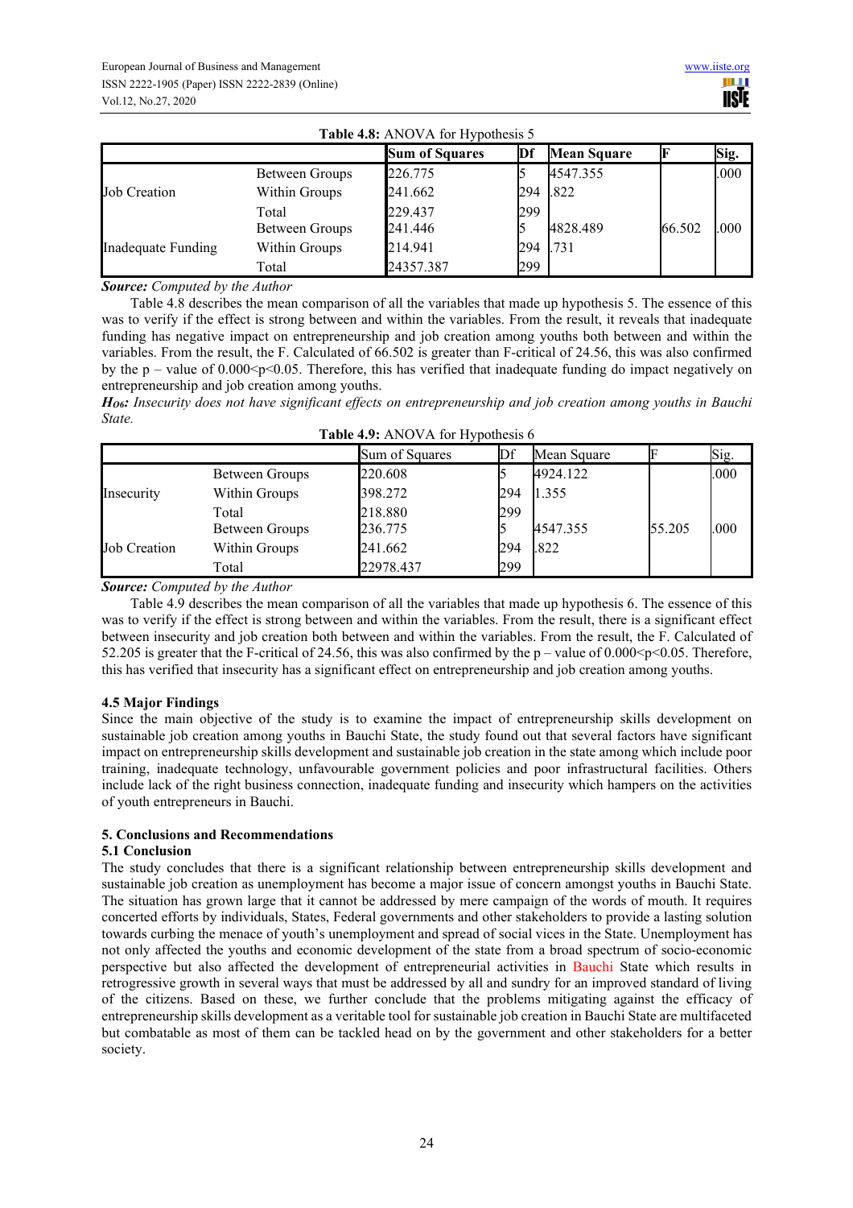**Table 4.8:** ANOVA for Hypothesis 5

| | | **Sum of Squares** | **Df** | **Mean Square** | **F** | **Sig.** |
|---|---|---|---|---|---|---|
| Job Creation | Between Groups | 226.775 | 5 | 4547.355 | | .000 |
| | Within Groups | 241.662 | 294 | .822 | | |
| | Total | 229.437 | 299 | | | |
| Inadequate Funding | Between Groups | 241.446 | 5 | 4828.489 | 66.502 | .000 |
| | Within Groups | 214.941 | 294 | .731 | | |
| | Total | 24357.387 | 299 | | | |

***Source:*** *Computed by the Author*

Table 4.8 describes the mean comparison of all the variables that made up hypothesis 5. The essence of this was to verify if the effect is strong between and within the variables. From the result, it reveals that inadequate funding has negative impact on entrepreneurship and job creation among youths both between and within the variables. From the result, the F. Calculated of 66.502 is greater than F-critical of 24.56, this was also confirmed by the p – value of 0.000<p<0.05. Therefore, this has verified that inadequate funding do impact negatively on entrepreneurship and job creation among youths.

***H₀₆:*** *Insecurity does not have significant effects on entrepreneurship and job creation among youths in Bauchi State.*

**Table 4.9:** ANOVA for Hypothesis 6

| | | Sum of Squares | Df | Mean Square | F | Sig. |
|---|---|---|---|---|---|---|
| Insecurity | Between Groups | 220.608 | 5 | 4924.122 | | .000 |
| | Within Groups | 398.272 | 294 | 1.355 | | |
| | Total | 218.880 | 299 | | | |
| Job Creation | Between Groups | 236.775 | 5 | 4547.355 | 55.205 | .000 |
| | Within Groups | 241.662 | 294 | .822 | | |
| | Total | 22978.437 | 299 | | | |

***Source:*** *Computed by the Author*

Table 4.9 describes the mean comparison of all the variables that made up hypothesis 6. The essence of this was to verify if the effect is strong between and within the variables. From the result, there is a significant effect between insecurity and job creation both between and within the variables. From the result, the F. Calculated of 52.205 is greater that the F-critical of 24.56, this was also confirmed by the p – value of 0.000<p<0.05. Therefore, this has verified that insecurity has a significant effect on entrepreneurship and job creation among youths.

### 4.5 Major Findings

Since the main objective of the study is to examine the impact of entrepreneurship skills development on sustainable job creation among youths in Bauchi State, the study found out that several factors have significant impact on entrepreneurship skills development and sustainable job creation in the state among which include poor training, inadequate technology, unfavourable government policies and poor infrastructural facilities. Others include lack of the right business connection, inadequate funding and insecurity which hampers on the activities of youth entrepreneurs in Bauchi.

## 5. Conclusions and Recommendations

### 5.1 Conclusion

The study concludes that there is a significant relationship between entrepreneurship skills development and sustainable job creation as unemployment has become a major issue of concern amongst youths in Bauchi State. The situation has grown large that it cannot be addressed by mere campaign of the words of mouth. It requires concerted efforts by individuals, States, Federal governments and other stakeholders to provide a lasting solution towards curbing the menace of youth's unemployment and spread of social vices in the State. Unemployment has not only affected the youths and economic development of the state from a broad spectrum of socio-economic perspective but also affected the development of entrepreneurial activities in Bauchi State which results in retrogressive growth in several ways that must be addressed by all and sundry for an improved standard of living of the citizens. Based on these, we further conclude that the problems mitigating against the efficacy of entrepreneurship skills development as a veritable tool for sustainable job creation in Bauchi State are multifaceted but combatable as most of them can be tackled head on by the government and other stakeholders for a better society.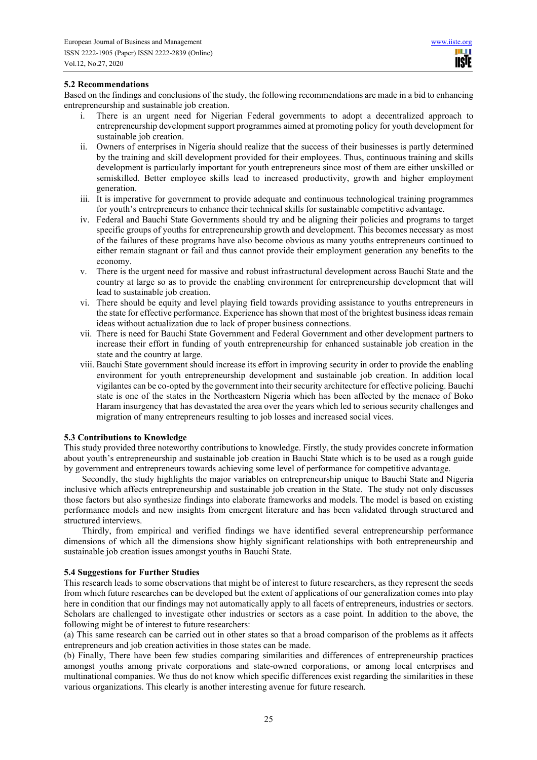### 5.2 Recommendations

Based on the findings and conclusions of the study, the following recommendations are made in a bid to enhancing entrepreneurship and sustainable job creation.

i. There is an urgent need for Nigerian Federal governments to adopt a decentralized approach to entrepreneurship development support programmes aimed at promoting policy for youth development for sustainable job creation.
ii. Owners of enterprises in Nigeria should realize that the success of their businesses is partly determined by the training and skill development provided for their employees. Thus, continuous training and skills development is particularly important for youth entrepreneurs since most of them are either unskilled or semiskilled. Better employee skills lead to increased productivity, growth and higher employment generation.
iii. It is imperative for government to provide adequate and continuous technological training programmes for youth's entrepreneurs to enhance their technical skills for sustainable competitive advantage.
iv. Federal and Bauchi State Governments should try and be aligning their policies and programs to target specific groups of youths for entrepreneurship growth and development. This becomes necessary as most of the failures of these programs have also become obvious as many youths entrepreneurs continued to either remain stagnant or fail and thus cannot provide their employment generation any benefits to the economy.
v. There is the urgent need for massive and robust infrastructural development across Bauchi State and the country at large so as to provide the enabling environment for entrepreneurship development that will lead to sustainable job creation.
vi. There should be equity and level playing field towards providing assistance to youths entrepreneurs in the state for effective performance. Experience has shown that most of the brightest business ideas remain ideas without actualization due to lack of proper business connections.
vii. There is need for Bauchi State Government and Federal Government and other development partners to increase their effort in funding of youth entrepreneurship for enhanced sustainable job creation in the state and the country at large.
viii. Bauchi State government should increase its effort in improving security in order to provide the enabling environment for youth entrepreneurship development and sustainable job creation. In addition local vigilantes can be co-opted by the government into their security architecture for effective policing. Bauchi state is one of the states in the Northeastern Nigeria which has been affected by the menace of Boko Haram insurgency that has devastated the area over the years which led to serious security challenges and migration of many entrepreneurs resulting to job losses and increased social vices.

### 5.3 Contributions to Knowledge

This study provided three noteworthy contributions to knowledge. Firstly, the study provides concrete information about youth's entrepreneurship and sustainable job creation in Bauchi State which is to be used as a rough guide by government and entrepreneurs towards achieving some level of performance for competitive advantage.

Secondly, the study highlights the major variables on entrepreneurship unique to Bauchi State and Nigeria inclusive which affects entrepreneurship and sustainable job creation in the State. The study not only discusses those factors but also synthesize findings into elaborate frameworks and models. The model is based on existing performance models and new insights from emergent literature and has been validated through structured and structured interviews.

Thirdly, from empirical and verified findings we have identified several entrepreneurship performance dimensions of which all the dimensions show highly significant relationships with both entrepreneurship and sustainable job creation issues amongst youths in Bauchi State.

### 5.4 Suggestions for Further Studies

This research leads to some observations that might be of interest to future researchers, as they represent the seeds from which future researches can be developed but the extent of applications of our generalization comes into play here in condition that our findings may not automatically apply to all facets of entrepreneurs, industries or sectors. Scholars are challenged to investigate other industries or sectors as a case point. In addition to the above, the following might be of interest to future researchers:

(a) This same research can be carried out in other states so that a broad comparison of the problems as it affects entrepreneurs and job creation activities in those states can be made.

(b) Finally, There have been few studies comparing similarities and differences of entrepreneurship practices amongst youths among private corporations and state-owned corporations, or among local enterprises and multinational companies. We thus do not know which specific differences exist regarding the similarities in these various organizations. This clearly is another interesting avenue for future research.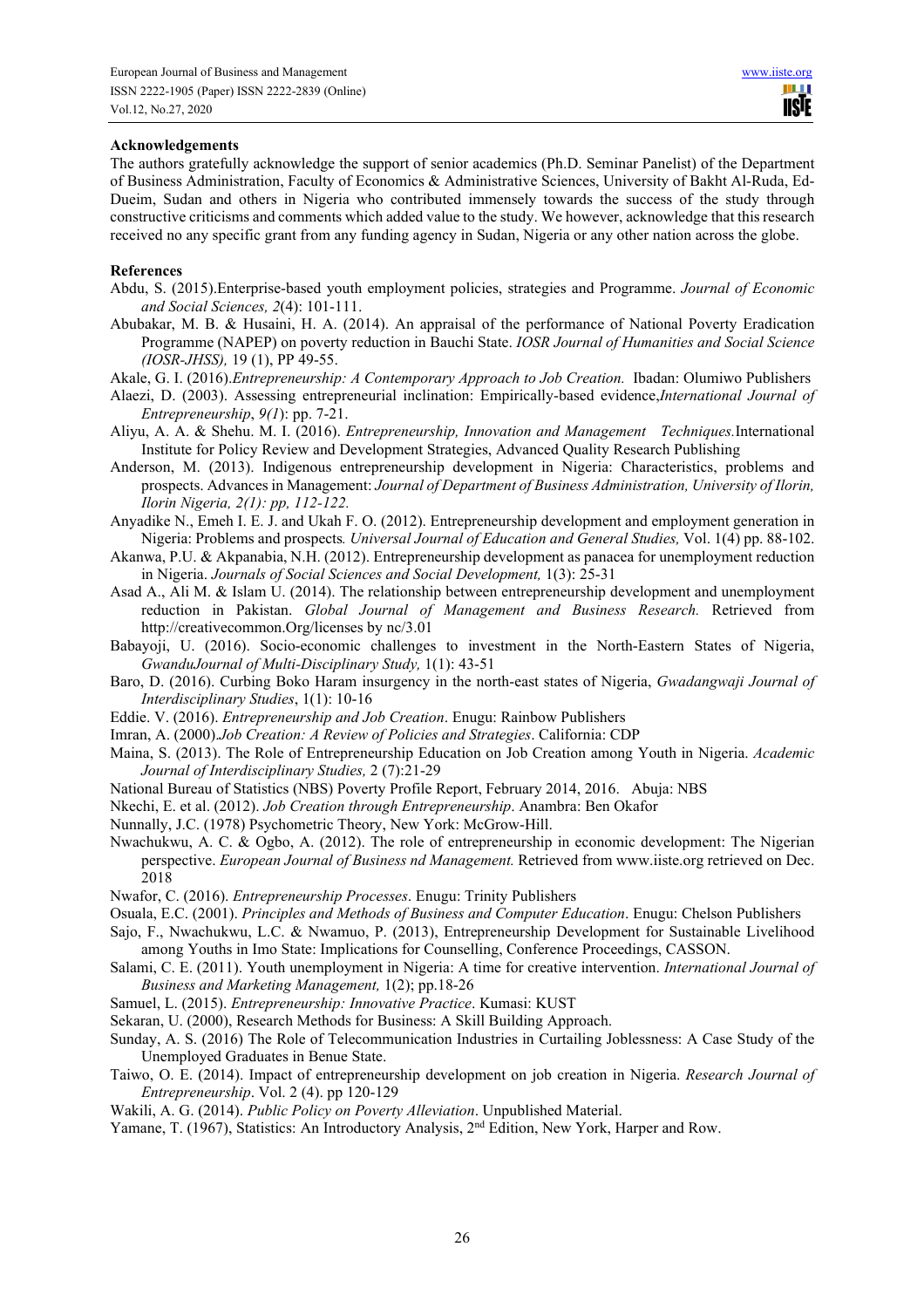**Acknowledgements**

The authors gratefully acknowledge the support of senior academics (Ph.D. Seminar Panelist) of the Department of Business Administration, Faculty of Economics & Administrative Sciences, University of Bakht Al-Ruda, Ed-Dueim, Sudan and others in Nigeria who contributed immensely towards the success of the study through constructive criticisms and comments which added value to the study. We however, acknowledge that this research received no any specific grant from any funding agency in Sudan, Nigeria or any other nation across the globe.

**References**

Abdu, S. (2015).Enterprise-based youth employment policies, strategies and Programme. *Journal of Economic and Social Sciences, 2*(4): 101-111.

Abubakar, M. B. & Husaini, H. A. (2014). An appraisal of the performance of National Poverty Eradication Programme (NAPEP) on poverty reduction in Bauchi State. *IOSR Journal of Humanities and Social Science (IOSR-JHSS),* 19 (1), PP 49-55.

Akale, G. I. (2016).*Entrepreneurship: A Contemporary Approach to Job Creation.* Ibadan: Olumiwo Publishers

Alaezi, D. (2003). Assessing entrepreneurial inclination: Empirically-based evidence,*International Journal of Entrepreneurship*, *9(1*): pp. 7-21.

Aliyu, A. A. & Shehu. M. I. (2016). *Entrepreneurship, Innovation and Management Techniques.*International Institute for Policy Review and Development Strategies, Advanced Quality Research Publishing

Anderson, M. (2013). Indigenous entrepreneurship development in Nigeria: Characteristics, problems and prospects. Advances in Management: *Journal of Department of Business Administration, University of Ilorin, Ilorin Nigeria, 2(1): pp, 112-122.*

Anyadike N., Emeh I. E. J. and Ukah F. O. (2012). Entrepreneurship development and employment generation in Nigeria: Problems and prospects*. Universal Journal of Education and General Studies,* Vol. 1(4) pp. 88-102.

Akanwa, P.U. & Akpanabia, N.H. (2012). Entrepreneurship development as panacea for unemployment reduction in Nigeria. *Journals of Social Sciences and Social Development,* 1(3): 25-31

Asad A., Ali M. & Islam U. (2014). The relationship between entrepreneurship development and unemployment reduction in Pakistan. *Global Journal of Management and Business Research.* Retrieved from http://creativecommon.Org/licenses by nc/3.01

Babayoji, U. (2016). Socio-economic challenges to investment in the North-Eastern States of Nigeria, *GwanduJournal of Multi-Disciplinary Study,* 1(1): 43-51

Baro, D. (2016). Curbing Boko Haram insurgency in the north-east states of Nigeria, *Gwadangwaji Journal of Interdisciplinary Studies*, 1(1): 10-16

Eddie. V. (2016). *Entrepreneurship and Job Creation*. Enugu: Rainbow Publishers

Imran, A. (2000).*Job Creation: A Review of Policies and Strategies*. California: CDP

Maina, S. (2013). The Role of Entrepreneurship Education on Job Creation among Youth in Nigeria. *Academic Journal of Interdisciplinary Studies,* 2 (7):21-29

National Bureau of Statistics (NBS) Poverty Profile Report, February 2014, 2016. Abuja: NBS

Nkechi, E. et al. (2012). *Job Creation through Entrepreneurship*. Anambra: Ben Okafor

Nunnally, J.C. (1978) Psychometric Theory, New York: McGrow-Hill.

Nwachukwu, A. C. & Ogbo, A. (2012). The role of entrepreneurship in economic development: The Nigerian perspective. *European Journal of Business nd Management.* Retrieved from www.iiste.org retrieved on Dec. 2018

Nwafor, C. (2016). *Entrepreneurship Processes*. Enugu: Trinity Publishers

Osuala, E.C. (2001). *Principles and Methods of Business and Computer Education*. Enugu: Chelson Publishers

Sajo, F., Nwachukwu, L.C. & Nwamuo, P. (2013), Entrepreneurship Development for Sustainable Livelihood among Youths in Imo State: Implications for Counselling, Conference Proceedings, CASSON.

Salami, C. E. (2011). Youth unemployment in Nigeria: A time for creative intervention. *International Journal of Business and Marketing Management,* 1(2); pp.18-26

Samuel, L. (2015). *Entrepreneurship: Innovative Practice*. Kumasi: KUST

Sekaran, U. (2000), Research Methods for Business: A Skill Building Approach.

Sunday, A. S. (2016) The Role of Telecommunication Industries in Curtailing Joblessness: A Case Study of the Unemployed Graduates in Benue State.

Taiwo, O. E. (2014). Impact of entrepreneurship development on job creation in Nigeria. *Research Journal of Entrepreneurship*. Vol. 2 (4). pp 120-129

Wakili, A. G. (2014). *Public Policy on Poverty Alleviation*. Unpublished Material.

Yamane, T. (1967), Statistics: An Introductory Analysis, 2nd Edition, New York, Harper and Row.